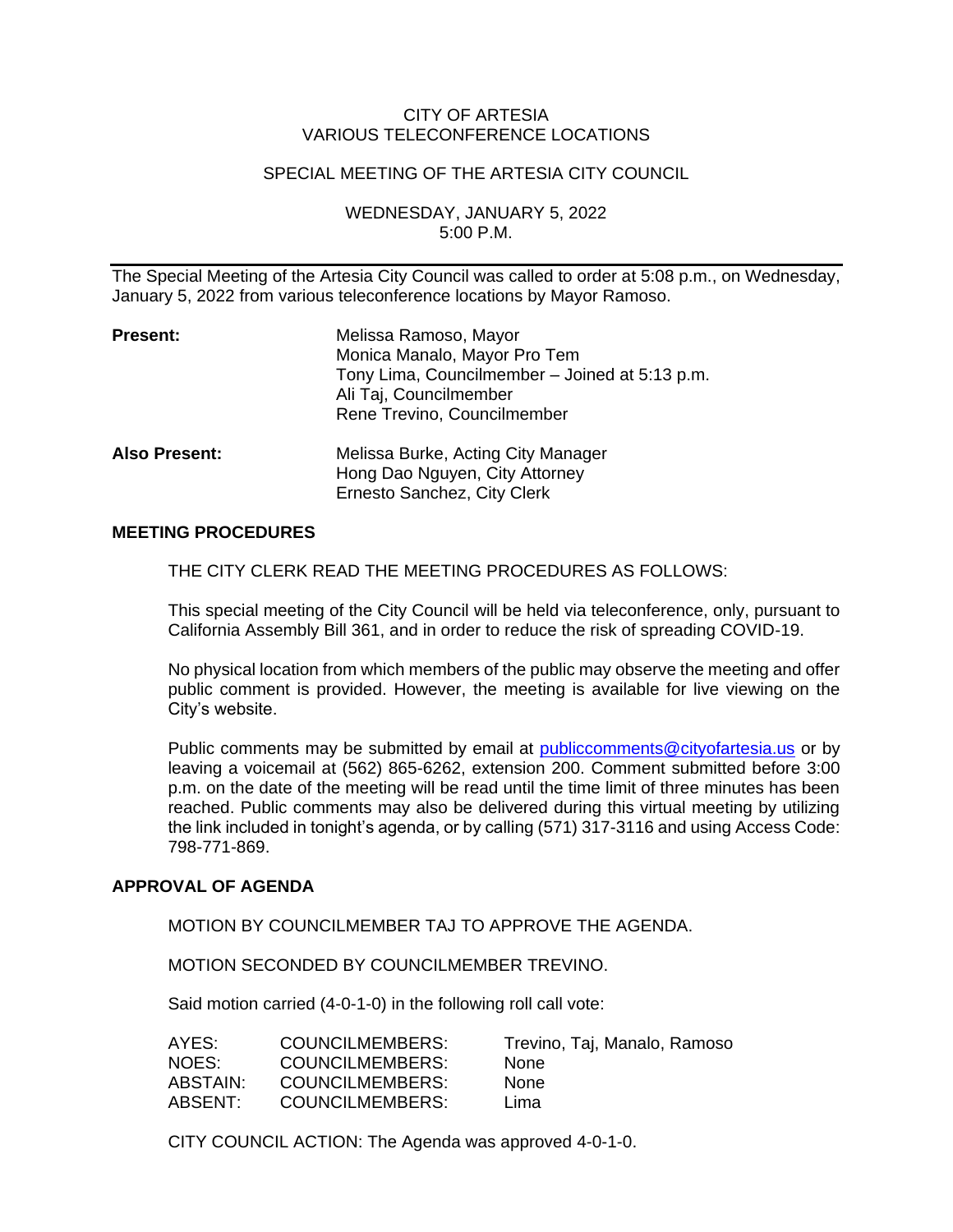CITY OF ARTESIA
VARIOUS TELECONFERENCE LOCATIONS

SPECIAL MEETING OF THE ARTESIA CITY COUNCIL

WEDNESDAY, JANUARY 5, 2022
5:00 P.M.

---

The Special Meeting of the Artesia City Council was called to order at 5:08 p.m., on Wednesday, January 5, 2022 from various teleconference locations by Mayor Ramoso.

| | |
|---|---|
| **Present:** | Melissa Ramoso, Mayor<br>Monica Manalo, Mayor Pro Tem<br>Tony Lima, Councilmember – Joined at 5:13 p.m.<br>Ali Taj, Councilmember<br>Rene Trevino, Councilmember |
| **Also Present:** | Melissa Burke, Acting City Manager<br>Hong Dao Nguyen, City Attorney<br>Ernesto Sanchez, City Clerk |

**MEETING PROCEDURES**

THE CITY CLERK READ THE MEETING PROCEDURES AS FOLLOWS:

This special meeting of the City Council will be held via teleconference, only, pursuant to California Assembly Bill 361, and in order to reduce the risk of spreading COVID-19.

No physical location from which members of the public may observe the meeting and offer public comment is provided. However, the meeting is available for live viewing on the City's website.

Public comments may be submitted by email at publiccomments@cityofartesia.us or by leaving a voicemail at (562) 865-6262, extension 200. Comment submitted before 3:00 p.m. on the date of the meeting will be read until the time limit of three minutes has been reached. Public comments may also be delivered during this virtual meeting by utilizing the link included in tonight's agenda, or by calling (571) 317-3116 and using Access Code: 798-771-869.

**APPROVAL OF AGENDA**

MOTION BY COUNCILMEMBER TAJ TO APPROVE THE AGENDA.

MOTION SECONDED BY COUNCILMEMBER TREVINO.

Said motion carried (4-0-1-0) in the following roll call vote:

| | | |
|---|---|---|
| AYES: | COUNCILMEMBERS: | Trevino, Taj, Manalo, Ramoso |
| NOES: | COUNCILMEMBERS: | None |
| ABSTAIN: | COUNCILMEMBERS: | None |
| ABSENT: | COUNCILMEMBERS: | Lima |

CITY COUNCIL ACTION: The Agenda was approved 4-0-1-0.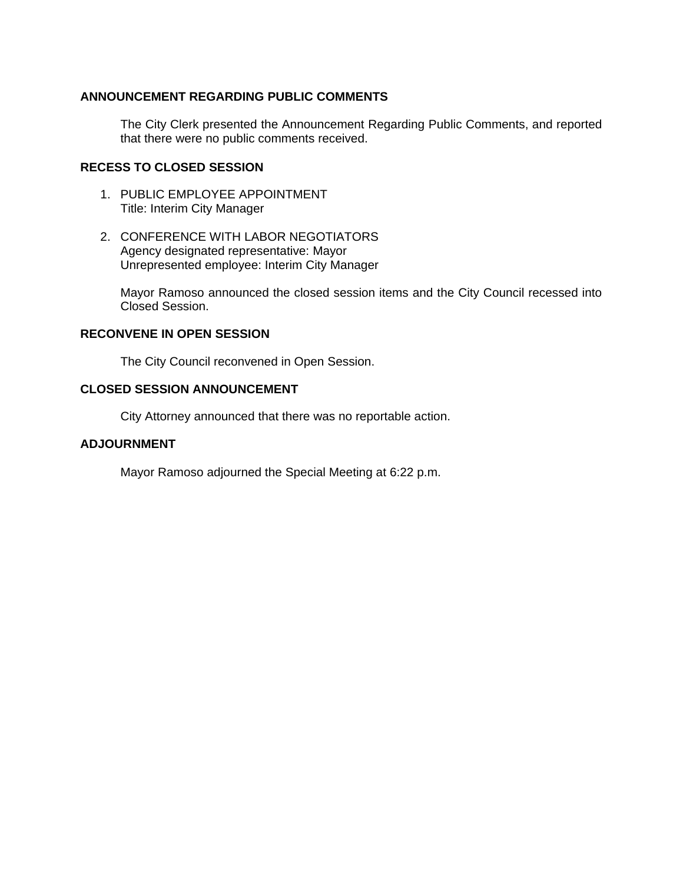**ANNOUNCEMENT REGARDING PUBLIC COMMENTS**

The City Clerk presented the Announcement Regarding Public Comments, and reported that there were no public comments received.

**RECESS TO CLOSED SESSION**

1. PUBLIC EMPLOYEE APPOINTMENT
   Title: Interim City Manager

2. CONFERENCE WITH LABOR NEGOTIATORS
   Agency designated representative: Mayor
   Unrepresented employee: Interim City Manager

Mayor Ramoso announced the closed session items and the City Council recessed into Closed Session.

**RECONVENE IN OPEN SESSION**

The City Council reconvened in Open Session.

**CLOSED SESSION ANNOUNCEMENT**

City Attorney announced that there was no reportable action.

**ADJOURNMENT**

Mayor Ramoso adjourned the Special Meeting at 6:22 p.m.